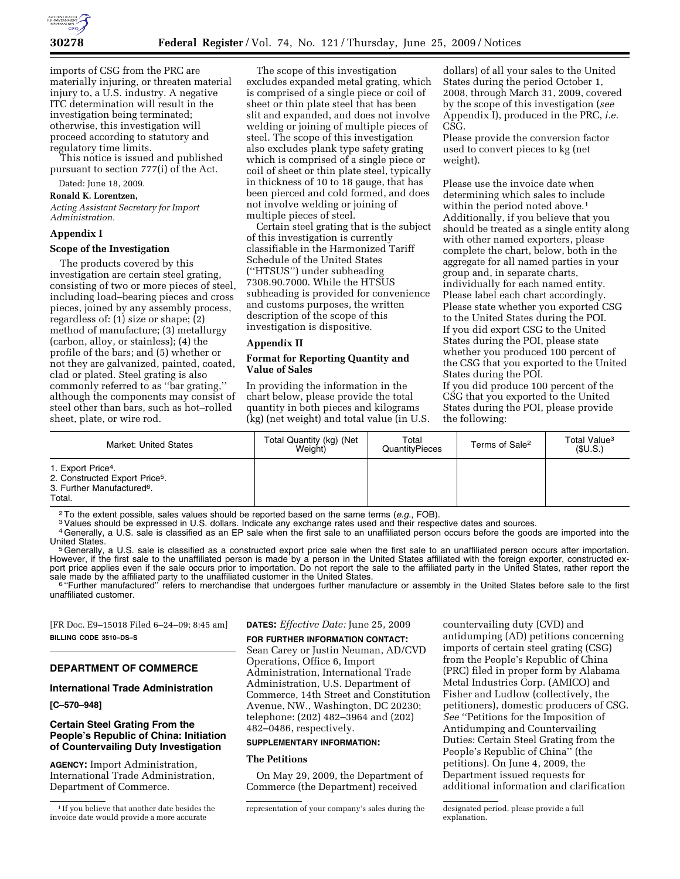imports of CSG from the PRC are materially injuring, or threaten material injury to, a U.S. industry. A negative ITC determination will result in the investigation being terminated; otherwise, this investigation will proceed according to statutory and regulatory time limits.

This notice is issued and published pursuant to section 777(i) of the Act.

Dated: June 18, 2009.

**Ronald K. Lorentzen,**

*Acting Assistant Secretary for Import Administration.*

## Appendix I

### Scope of the Investigation

The products covered by this investigation are certain steel grating, consisting of two or more pieces of steel, including load–bearing pieces and cross pieces, joined by any assembly process, regardless of: (1) size or shape; (2) method of manufacture; (3) metallurgy (carbon, alloy, or stainless); (4) the profile of the bars; and (5) whether or not they are galvanized, painted, coated, clad or plated. Steel grating is also commonly referred to as ''bar grating,'' although the components may consist of steel other than bars, such as hot–rolled sheet, plate, or wire rod.

The scope of this investigation excludes expanded metal grating, which is comprised of a single piece or coil of sheet or thin plate steel that has been slit and expanded, and does not involve welding or joining of multiple pieces of steel. The scope of this investigation also excludes plank type safety grating which is comprised of a single piece or coil of sheet or thin plate steel, typically in thickness of 10 to 18 gauge, that has been pierced and cold formed, and does not involve welding or joining of multiple pieces of steel.

Certain steel grating that is the subject of this investigation is currently classifiable in the Harmonized Tariff Schedule of the United States (''HTSUS'') under subheading 7308.90.7000. While the HTSUS subheading is provided for convenience and customs purposes, the written description of the scope of this investigation is dispositive.

## Appendix II

### Format for Reporting Quantity and Value of Sales

In providing the information in the chart below, please provide the total quantity in both pieces and kilograms (kg) (net weight) and total value (in U.S. dollars) of all your sales to the United States during the period October 1, 2008, through March 31, 2009, covered by the scope of this investigation (*see* Appendix I), produced in the PRC, *i.e.* CSG.

Please provide the conversion factor used to convert pieces to kg (net weight).

Please use the invoice date when determining which sales to include within the period noted above.[1] Additionally, if you believe that you should be treated as a single entity along with other named exporters, please complete the chart, below, both in the aggregate for all named parties in your group and, in separate charts, individually for each named entity. Please label each chart accordingly.

Please state whether you exported CSG to the United States during the POI.

If you did export CSG to the United States during the POI, please state whether you produced 100 percent of the CSG that you exported to the United States during the POI.

If you did produce 100 percent of the CSG that you exported to the United States during the POI, please provide the following:

| Market: United States | Total Quantity (kg) (Net Weight) | Total QuantityPieces | Terms of Sale[2] | Total Value[3] ($U.S.) |
|---|---|---|---|---|
| 1. Export Price[4].<br>2. Constructed Export Price[5].<br>3. Further Manufactured[6].<br>Total. | | | | |

[2] To the extent possible, sales values should be reported based on the same terms (*e.g.*, FOB).

[3] Values should be expressed in U.S. dollars. Indicate any exchange rates used and their respective dates and sources.

[4] Generally, a U.S. sale is classified as an EP sale when the first sale to an unaffiliated person occurs before the goods are imported into the United States.

[5] Generally, a U.S. sale is classified as a constructed export price sale when the first sale to an unaffiliated person occurs after importation. However, if the first sale to the unaffiliated person is made by a person in the United States affiliated with the foreign exporter, constructed export price applies even if the sale occurs prior to importation. Do not report the sale to the affiliated party in the United States, rather report the sale made by the affiliated party to the unaffiliated customer in the United States.

[6] ''Further manufactured'' refers to merchandise that undergoes further manufacture or assembly in the United States before sale to the first unaffiliated customer.

[FR Doc. E9–15018 Filed 6–24–09; 8:45 am]

**BILLING CODE 3510–DS–S**

---

## DEPARTMENT OF COMMERCE

### International Trade Administration

**[C–570–948]**

### Certain Steel Grating From the People's Republic of China: Initiation of Countervailing Duty Investigation

**AGENCY:** Import Administration, International Trade Administration, Department of Commerce.

**DATES:** *Effective Date:* June 25, 2009

**FOR FURTHER INFORMATION CONTACT:** Sean Carey or Justin Neuman, AD/CVD Operations, Office 6, Import Administration, International Trade Administration, U.S. Department of Commerce, 14th Street and Constitution Avenue, NW., Washington, DC 20230; telephone: (202) 482–3964 and (202) 482–0486, respectively.

**SUPPLEMENTARY INFORMATION:**

### The Petitions

On May 29, 2009, the Department of Commerce (the Department) received countervailing duty (CVD) and antidumping (AD) petitions concerning imports of certain steel grating (CSG) from the People's Republic of China (PRC) filed in proper form by Alabama Metal Industries Corp. (AMICO) and Fisher and Ludlow (collectively, the petitioners), domestic producers of CSG. *See* ''Petitions for the Imposition of Antidumping and Countervailing Duties: Certain Steel Grating from the People's Republic of China'' (the petitions). On June 4, 2009, the Department issued requests for additional information and clarification

[1] If you believe that another date besides the invoice date would provide a more accurate representation of your company's sales during the designated period, please provide a full explanation.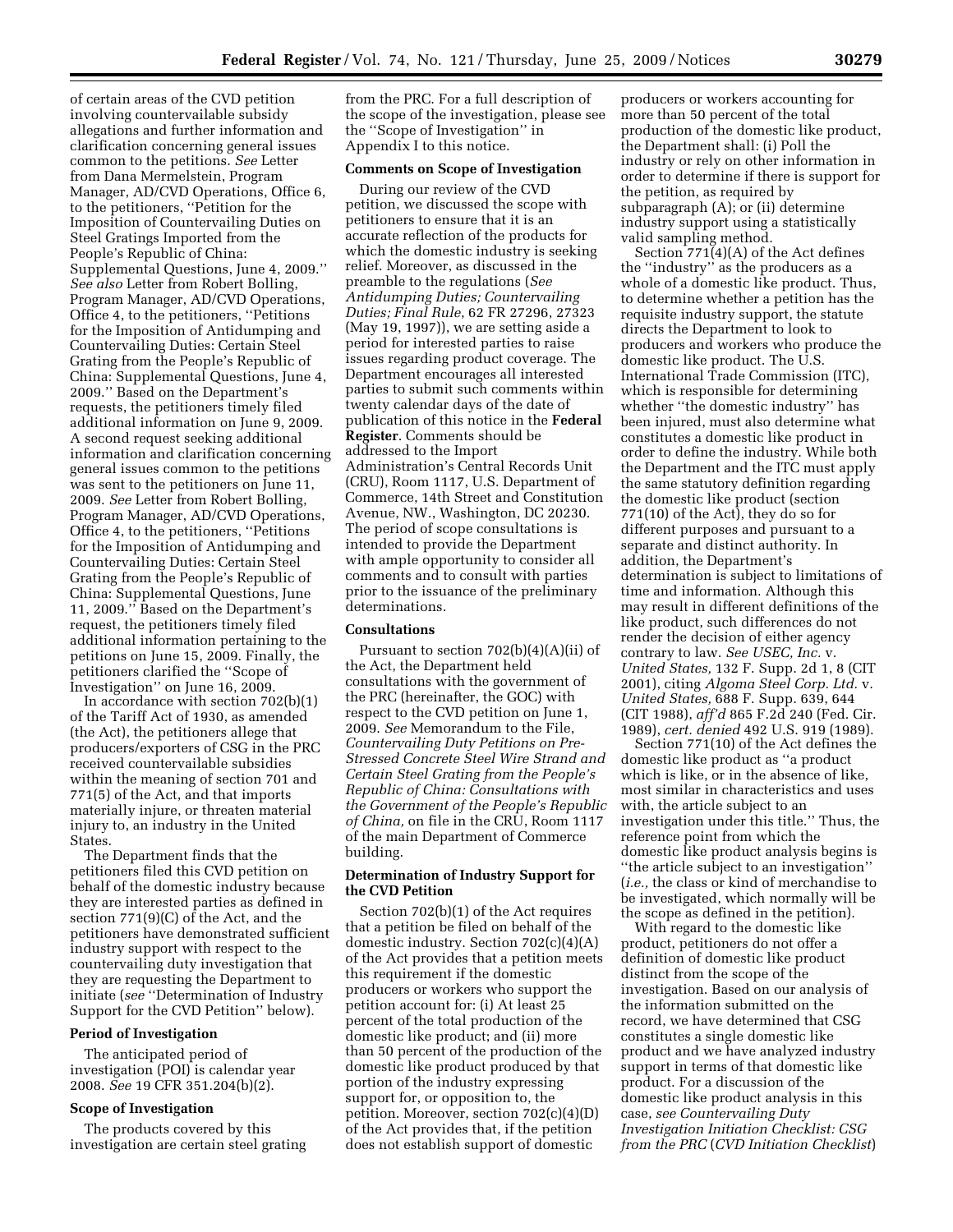of certain areas of the CVD petition involving countervailable subsidy allegations and further information and clarification concerning general issues common to the petitions. *See* Letter from Dana Mermelstein, Program Manager, AD/CVD Operations, Office 6, to the petitioners, ''Petition for the Imposition of Countervailing Duties on Steel Gratings Imported from the People's Republic of China: Supplemental Questions, June 4, 2009.'' *See also* Letter from Robert Bolling, Program Manager, AD/CVD Operations, Office 4, to the petitioners, ''Petitions for the Imposition of Antidumping and Countervailing Duties: Certain Steel Grating from the People's Republic of China: Supplemental Questions, June 4, 2009.'' Based on the Department's requests, the petitioners timely filed additional information on June 9, 2009. A second request seeking additional information and clarification concerning general issues common to the petitions was sent to the petitioners on June 11, 2009. *See* Letter from Robert Bolling, Program Manager, AD/CVD Operations, Office 4, to the petitioners, ''Petitions for the Imposition of Antidumping and Countervailing Duties: Certain Steel Grating from the People's Republic of China: Supplemental Questions, June 11, 2009.'' Based on the Department's request, the petitioners timely filed additional information pertaining to the petitions on June 15, 2009. Finally, the petitioners clarified the ''Scope of Investigation'' on June 16, 2009.

In accordance with section 702(b)(1) of the Tariff Act of 1930, as amended (the Act), the petitioners allege that producers/exporters of CSG in the PRC received countervailable subsidies within the meaning of section 701 and 771(5) of the Act, and that imports materially injure, or threaten material injury to, an industry in the United States.

The Department finds that the petitioners filed this CVD petition on behalf of the domestic industry because they are interested parties as defined in section 771(9)(C) of the Act, and the petitioners have demonstrated sufficient industry support with respect to the countervailing duty investigation that they are requesting the Department to initiate (*see* ''Determination of Industry Support for the CVD Petition'' below).

## Period of Investigation

The anticipated period of investigation (POI) is calendar year 2008. *See* 19 CFR 351.204(b)(2).

## Scope of Investigation

The products covered by this investigation are certain steel grating from the PRC. For a full description of the scope of the investigation, please see the ''Scope of Investigation'' in Appendix I to this notice.

## Comments on Scope of Investigation

During our review of the CVD petition, we discussed the scope with petitioners to ensure that it is an accurate reflection of the products for which the domestic industry is seeking relief. Moreover, as discussed in the preamble to the regulations (*See Antidumping Duties; Countervailing Duties; Final Rule*, 62 FR 27296, 27323 (May 19, 1997)), we are setting aside a period for interested parties to raise issues regarding product coverage. The Department encourages all interested parties to submit such comments within twenty calendar days of the date of publication of this notice in the **Federal Register**. Comments should be addressed to the Import Administration's Central Records Unit (CRU), Room 1117, U.S. Department of Commerce, 14th Street and Constitution Avenue, NW., Washington, DC 20230. The period of scope consultations is intended to provide the Department with ample opportunity to consider all comments and to consult with parties prior to the issuance of the preliminary determinations.

## Consultations

Pursuant to section 702(b)(4)(A)(ii) of the Act, the Department held consultations with the government of the PRC (hereinafter, the GOC) with respect to the CVD petition on June 1, 2009. *See* Memorandum to the File, *Countervailing Duty Petitions on Pre-Stressed Concrete Steel Wire Strand and Certain Steel Grating from the People's Republic of China: Consultations with the Government of the People's Republic of China,* on file in the CRU, Room 1117 of the main Department of Commerce building.

## Determination of Industry Support for the CVD Petition

Section 702(b)(1) of the Act requires that a petition be filed on behalf of the domestic industry. Section 702(c)(4)(A) of the Act provides that a petition meets this requirement if the domestic producers or workers who support the petition account for: (i) At least 25 percent of the total production of the domestic like product; and (ii) more than 50 percent of the production of the domestic like product produced by that portion of the industry expressing support for, or opposition to, the petition. Moreover, section 702(c)(4)(D) of the Act provides that, if the petition does not establish support of domestic producers or workers accounting for more than 50 percent of the total production of the domestic like product, the Department shall: (i) Poll the industry or rely on other information in order to determine if there is support for the petition, as required by subparagraph (A); or (ii) determine industry support using a statistically valid sampling method.

Section 771(4)(A) of the Act defines the ''industry'' as the producers as a whole of a domestic like product. Thus, to determine whether a petition has the requisite industry support, the statute directs the Department to look to producers and workers who produce the domestic like product. The U.S. International Trade Commission (ITC), which is responsible for determining whether ''the domestic industry'' has been injured, must also determine what constitutes a domestic like product in order to define the industry. While both the Department and the ITC must apply the same statutory definition regarding the domestic like product (section 771(10) of the Act), they do so for different purposes and pursuant to a separate and distinct authority. In addition, the Department's determination is subject to limitations of time and information. Although this may result in different definitions of the like product, such differences do not render the decision of either agency contrary to law. *See USEC, Inc.* v. *United States,* 132 F. Supp. 2d 1, 8 (CIT 2001), citing *Algoma Steel Corp. Ltd.* v. *United States,* 688 F. Supp. 639, 644 (CIT 1988), *aff'd* 865 F.2d 240 (Fed. Cir. 1989), *cert. denied* 492 U.S. 919 (1989).

Section 771(10) of the Act defines the domestic like product as ''a product which is like, or in the absence of like, most similar in characteristics and uses with, the article subject to an investigation under this title.'' Thus, the reference point from which the domestic like product analysis begins is ''the article subject to an investigation'' (*i.e.,* the class or kind of merchandise to be investigated, which normally will be the scope as defined in the petition).

With regard to the domestic like product, petitioners do not offer a definition of domestic like product distinct from the scope of the investigation. Based on our analysis of the information submitted on the record, we have determined that CSG constitutes a single domestic like product and we have analyzed industry support in terms of that domestic like product. For a discussion of the domestic like product analysis in this case, *see Countervailing Duty Investigation Initiation Checklist: CSG from the PRC* (*CVD Initiation Checklist*)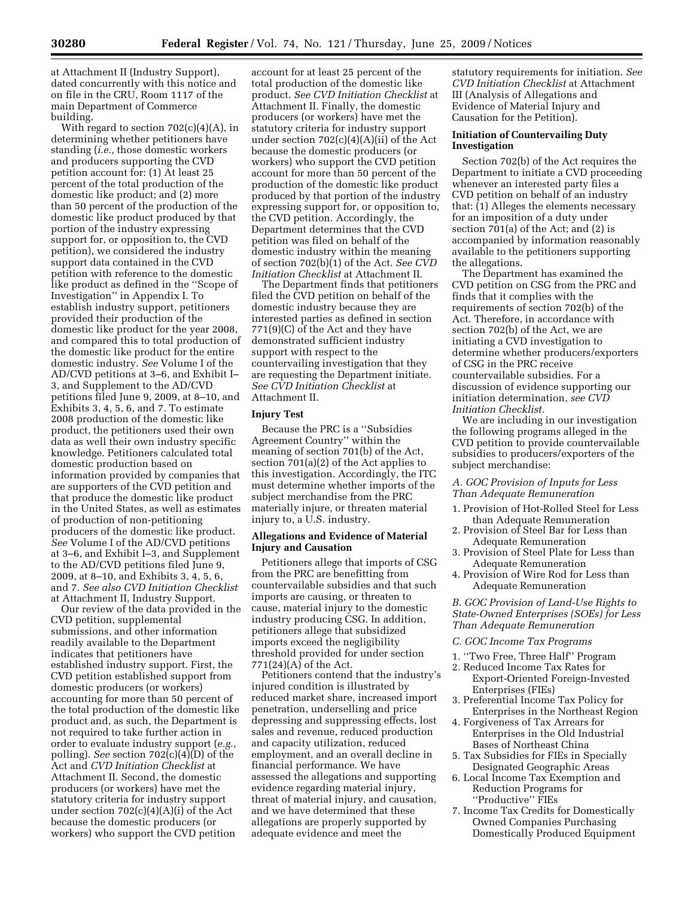at Attachment II (Industry Support), dated concurrently with this notice and on file in the CRU, Room 1117 of the main Department of Commerce building.

With regard to section 702(c)(4)(A), in determining whether petitioners have standing (*i.e.,* those domestic workers and producers supporting the CVD petition account for: (1) At least 25 percent of the total production of the domestic like product; and (2) more than 50 percent of the production of the domestic like product produced by that portion of the industry expressing support for, or opposition to, the CVD petition), we considered the industry support data contained in the CVD petition with reference to the domestic like product as defined in the ''Scope of Investigation'' in Appendix I. To establish industry support, petitioners provided their production of the domestic like product for the year 2008, and compared this to total production of the domestic like product for the entire domestic industry. *See* Volume I of the AD/CVD petitions at 3–6, and Exhibit I–3, and Supplement to the AD/CVD petitions filed June 9, 2009, at 8–10, and Exhibits 3, 4, 5, 6, and 7. To estimate 2008 production of the domestic like product, the petitioners used their own data as well their own industry specific knowledge. Petitioners calculated total domestic production based on information provided by companies that are supporters of the CVD petition and that produce the domestic like product in the United States, as well as estimates of production of non-petitioning producers of the domestic like product. *See* Volume I of the AD/CVD petitions at 3–6, and Exhibit I–3, and Supplement to the AD/CVD petitions filed June 9, 2009, at 8–10, and Exhibits 3, 4, 5, 6, and 7. *See also CVD Initiation Checklist* at Attachment II, Industry Support.

Our review of the data provided in the CVD petition, supplemental submissions, and other information readily available to the Department indicates that petitioners have established industry support. First, the CVD petition established support from domestic producers (or workers) accounting for more than 50 percent of the total production of the domestic like product and, as such, the Department is not required to take further action in order to evaluate industry support (*e.g.,* polling). *See* section 702(c)(4)(D) of the Act and *CVD Initiation Checklist* at Attachment II. Second, the domestic producers (or workers) have met the statutory criteria for industry support under section 702(c)(4)(A)(i) of the Act because the domestic producers (or workers) who support the CVD petition account for at least 25 percent of the total production of the domestic like product. *See CVD Initiation Checklist* at Attachment II. Finally, the domestic producers (or workers) have met the statutory criteria for industry support under section 702(c)(4)(A)(ii) of the Act because the domestic producers (or workers) who support the CVD petition account for more than 50 percent of the production of the domestic like product produced by that portion of the industry expressing support for, or opposition to, the CVD petition. Accordingly, the Department determines that the CVD petition was filed on behalf of the domestic industry within the meaning of section 702(b)(1) of the Act. *See CVD Initiation Checklist* at Attachment II.

The Department finds that petitioners filed the CVD petition on behalf of the domestic industry because they are interested parties as defined in section 771(9)(C) of the Act and they have demonstrated sufficient industry support with respect to the countervailing investigation that they are requesting the Department initiate. *See CVD Initiation Checklist* at Attachment II.

**Injury Test**

Because the PRC is a ''Subsidies Agreement Country'' within the meaning of section 701(b) of the Act, section 701(a)(2) of the Act applies to this investigation. Accordingly, the ITC must determine whether imports of the subject merchandise from the PRC materially injure, or threaten material injury to, a U.S. industry.

**Allegations and Evidence of Material Injury and Causation**

Petitioners allege that imports of CSG from the PRC are benefitting from countervailable subsidies and that such imports are causing, or threaten to cause, material injury to the domestic industry producing CSG. In addition, petitioners allege that subsidized imports exceed the negligibility threshold provided for under section 771(24)(A) of the Act.

Petitioners contend that the industry's injured condition is illustrated by reduced market share, increased import penetration, underselling and price depressing and suppressing effects, lost sales and revenue, reduced production and capacity utilization, reduced employment, and an overall decline in financial performance. We have assessed the allegations and supporting evidence regarding material injury, threat of material injury, and causation, and we have determined that these allegations are properly supported by adequate evidence and meet the statutory requirements for initiation. *See CVD Initiation Checklist* at Attachment III (Analysis of Allegations and Evidence of Material Injury and Causation for the Petition).

**Initiation of Countervailing Duty Investigation**

Section 702(b) of the Act requires the Department to initiate a CVD proceeding whenever an interested party files a CVD petition on behalf of an industry that: (1) Alleges the elements necessary for an imposition of a duty under section 701(a) of the Act; and (2) is accompanied by information reasonably available to the petitioners supporting the allegations.

The Department has examined the CVD petition on CSG from the PRC and finds that it complies with the requirements of section 702(b) of the Act. Therefore, in accordance with section 702(b) of the Act, we are initiating a CVD investigation to determine whether producers/exporters of CSG in the PRC receive countervailable subsidies. For a discussion of evidence supporting our initiation determination, *see CVD Initiation Checklist.*

We are including in our investigation the following programs alleged in the CVD petition to provide countervailable subsidies to producers/exporters of the subject merchandise:

*A. GOC Provision of Inputs for Less Than Adequate Remuneration*

1. Provision of Hot-Rolled Steel for Less than Adequate Remuneration
2. Provision of Steel Bar for Less than Adequate Remuneration
3. Provision of Steel Plate for Less than Adequate Remuneration
4. Provision of Wire Rod for Less than Adequate Remuneration

*B. GOC Provision of Land-Use Rights to State-Owned Enterprises (SOEs) for Less Than Adequate Remuneration*

*C. GOC Income Tax Programs*

1. ''Two Free, Three Half'' Program
2. Reduced Income Tax Rates for Export-Oriented Foreign-Invested Enterprises (FIEs)
3. Preferential Income Tax Policy for Enterprises in the Northeast Region
4. Forgiveness of Tax Arrears for Enterprises in the Old Industrial Bases of Northeast China
5. Tax Subsidies for FIEs in Specially Designated Geographic Areas
6. Local Income Tax Exemption and Reduction Programs for ''Productive'' FIEs
7. Income Tax Credits for Domestically Owned Companies Purchasing Domestically Produced Equipment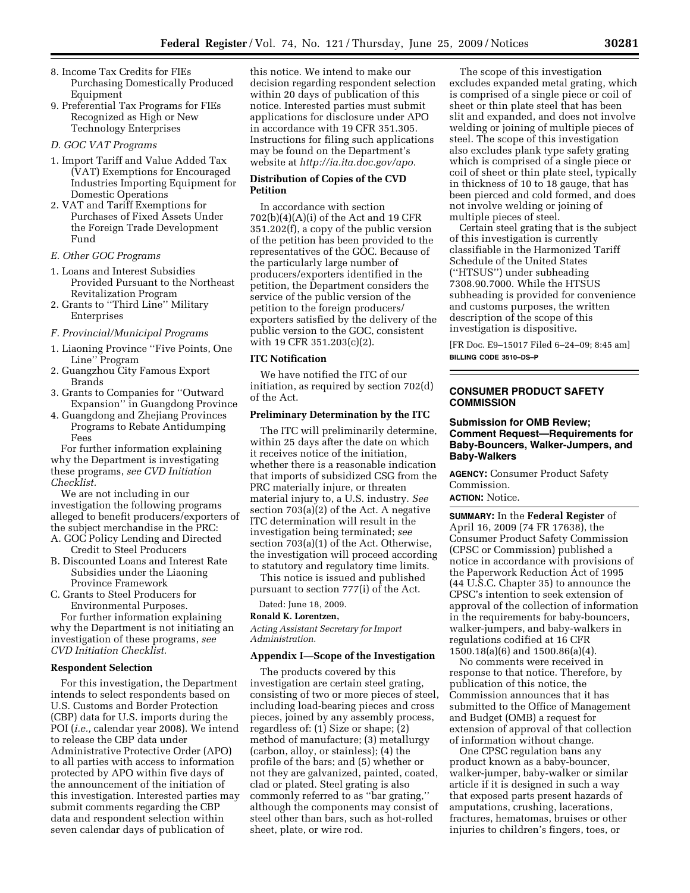8. Income Tax Credits for FIEs Purchasing Domestically Produced Equipment
9. Preferential Tax Programs for FIEs Recognized as High or New Technology Enterprises

*D. GOC VAT Programs*

1. Import Tariff and Value Added Tax (VAT) Exemptions for Encouraged Industries Importing Equipment for Domestic Operations
2. VAT and Tariff Exemptions for Purchases of Fixed Assets Under the Foreign Trade Development Fund

*E. Other GOC Programs*

1. Loans and Interest Subsidies Provided Pursuant to the Northeast Revitalization Program
2. Grants to ''Third Line'' Military Enterprises

*F. Provincial/Municipal Programs*

1. Liaoning Province ''Five Points, One Line'' Program
2. Guangzhou City Famous Export Brands
3. Grants to Companies for ''Outward Expansion'' in Guangdong Province
4. Guangdong and Zhejiang Provinces Programs to Rebate Antidumping Fees

For further information explaining why the Department is investigating these programs, *see CVD Initiation Checklist.*

We are not including in our investigation the following programs alleged to benefit producers/exporters of the subject merchandise in the PRC:

A. GOC Policy Lending and Directed Credit to Steel Producers
B. Discounted Loans and Interest Rate Subsidies under the Liaoning Province Framework
C. Grants to Steel Producers for Environmental Purposes.

For further information explaining why the Department is not initiating an investigation of these programs, *see CVD Initiation Checklist.*

## Respondent Selection

For this investigation, the Department intends to select respondents based on U.S. Customs and Border Protection (CBP) data for U.S. imports during the POI (*i.e.,* calendar year 2008). We intend to release the CBP data under Administrative Protective Order (APO) to all parties with access to information protected by APO within five days of the announcement of the initiation of this investigation. Interested parties may submit comments regarding the CBP data and respondent selection within seven calendar days of publication of this notice. We intend to make our decision regarding respondent selection within 20 days of publication of this notice. Interested parties must submit applications for disclosure under APO in accordance with 19 CFR 351.305. Instructions for filing such applications may be found on the Department's website at *http://ia.ita.doc.gov/apo.*

## Distribution of Copies of the CVD Petition

In accordance with section 702(b)(4)(A)(i) of the Act and 19 CFR 351.202(f), a copy of the public version of the petition has been provided to the representatives of the GOC. Because of the particularly large number of producers/exporters identified in the petition, the Department considers the service of the public version of the petition to the foreign producers/exporters satisfied by the delivery of the public version to the GOC, consistent with 19 CFR 351.203(c)(2).

## ITC Notification

We have notified the ITC of our initiation, as required by section 702(d) of the Act.

## Preliminary Determination by the ITC

The ITC will preliminarily determine, within 25 days after the date on which it receives notice of the initiation, whether there is a reasonable indication that imports of subsidized CSG from the PRC materially injure, or threaten material injury to, a U.S. industry. *See* section 703(a)(2) of the Act. A negative ITC determination will result in the investigation being terminated; *see* section 703(a)(1) of the Act. Otherwise, the investigation will proceed according to statutory and regulatory time limits.

This notice is issued and published pursuant to section 777(i) of the Act.

Dated: June 18, 2009.

**Ronald K. Lorentzen,**

*Acting Assistant Secretary for Import Administration.*

## Appendix I—Scope of the Investigation

The products covered by this investigation are certain steel grating, consisting of two or more pieces of steel, including load-bearing pieces and cross pieces, joined by any assembly process, regardless of: (1) Size or shape; (2) method of manufacture; (3) metallurgy (carbon, alloy, or stainless); (4) the profile of the bars; and (5) whether or not they are galvanized, painted, coated, clad or plated. Steel grating is also commonly referred to as ''bar grating,'' although the components may consist of steel other than bars, such as hot-rolled sheet, plate, or wire rod.

The scope of this investigation excludes expanded metal grating, which is comprised of a single piece or coil of sheet or thin plate steel that has been slit and expanded, and does not involve welding or joining of multiple pieces of steel. The scope of this investigation also excludes plank type safety grating which is comprised of a single piece or coil of sheet or thin plate steel, typically in thickness of 10 to 18 gauge, that has been pierced and cold formed, and does not involve welding or joining of multiple pieces of steel.

Certain steel grating that is the subject of this investigation is currently classifiable in the Harmonized Tariff Schedule of the United States (''HTSUS'') under subheading 7308.90.7000. While the HTSUS subheading is provided for convenience and customs purposes, the written description of the scope of this investigation is dispositive.

[FR Doc. E9–15017 Filed 6–24–09; 8:45 am]

**BILLING CODE 3510–DS–P**

# CONSUMER PRODUCT SAFETY COMMISSION

## Submission for OMB Review; Comment Request—Requirements for Baby-Bouncers, Walker-Jumpers, and Baby-Walkers

**AGENCY:** Consumer Product Safety Commission.

**ACTION:** Notice.

**SUMMARY:** In the **Federal Register** of April 16, 2009 (74 FR 17638), the Consumer Product Safety Commission (CPSC or Commission) published a notice in accordance with provisions of the Paperwork Reduction Act of 1995 (44 U.S.C. Chapter 35) to announce the CPSC's intention to seek extension of approval of the collection of information in the requirements for baby-bouncers, walker-jumpers, and baby-walkers in regulations codified at 16 CFR 1500.18(a)(6) and 1500.86(a)(4).

No comments were received in response to that notice. Therefore, by publication of this notice, the Commission announces that it has submitted to the Office of Management and Budget (OMB) a request for extension of approval of that collection of information without change.

One CPSC regulation bans any product known as a baby-bouncer, walker-jumper, baby-walker or similar article if it is designed in such a way that exposed parts present hazards of amputations, crushing, lacerations, fractures, hematomas, bruises or other injuries to children's fingers, toes, or